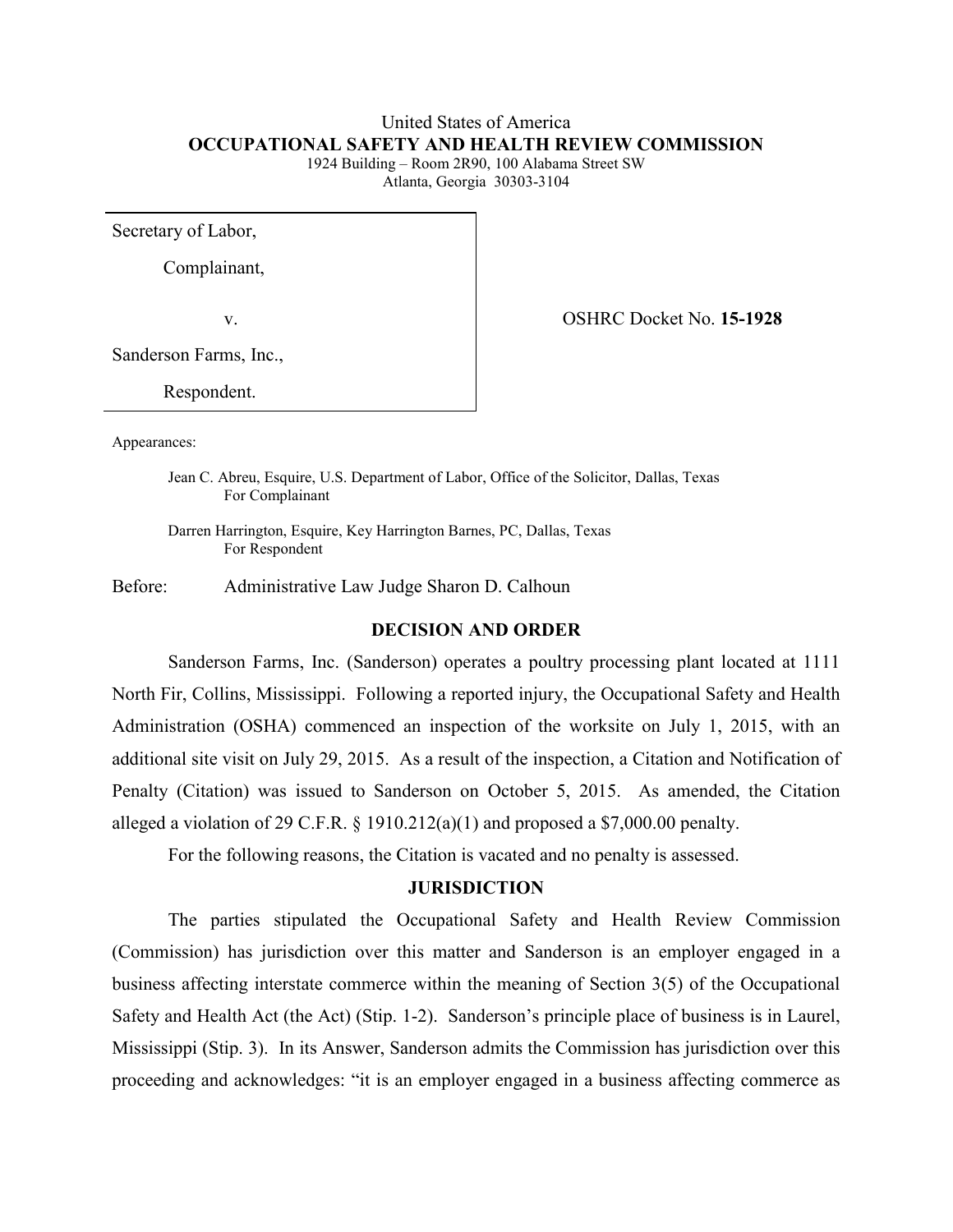United States of America

**OCCUPATIONAL SAFETY AND HEALTH REVIEW COMMISSION**

1924 Building – Room 2R90, 100 Alabama Street SW
Atlanta, Georgia 30303-3104

| | |
|---|---|
| Secretary of Labor,<br><br>Complainant,<br><br>v.<br><br>Sanderson Farms, Inc.,<br><br>Respondent. | OSHRC Docket No. **15-1928** |

Appearances:

Jean C. Abreu, Esquire, U.S. Department of Labor, Office of the Solicitor, Dallas, Texas
For Complainant

Darren Harrington, Esquire, Key Harrington Barnes, PC, Dallas, Texas
For Respondent

Before: Administrative Law Judge Sharon D. Calhoun

## DECISION AND ORDER

Sanderson Farms, Inc. (Sanderson) operates a poultry processing plant located at 1111 North Fir, Collins, Mississippi. Following a reported injury, the Occupational Safety and Health Administration (OSHA) commenced an inspection of the worksite on July 1, 2015, with an additional site visit on July 29, 2015. As a result of the inspection, a Citation and Notification of Penalty (Citation) was issued to Sanderson on October 5, 2015. As amended, the Citation alleged a violation of 29 C.F.R. § 1910.212(a)(1) and proposed a $7,000.00 penalty.

For the following reasons, the Citation is vacated and no penalty is assessed.

## JURISDICTION

The parties stipulated the Occupational Safety and Health Review Commission (Commission) has jurisdiction over this matter and Sanderson is an employer engaged in a business affecting interstate commerce within the meaning of Section 3(5) of the Occupational Safety and Health Act (the Act) (Stip. 1-2). Sanderson's principle place of business is in Laurel, Mississippi (Stip. 3). In its Answer, Sanderson admits the Commission has jurisdiction over this proceeding and acknowledges: "it is an employer engaged in a business affecting commerce as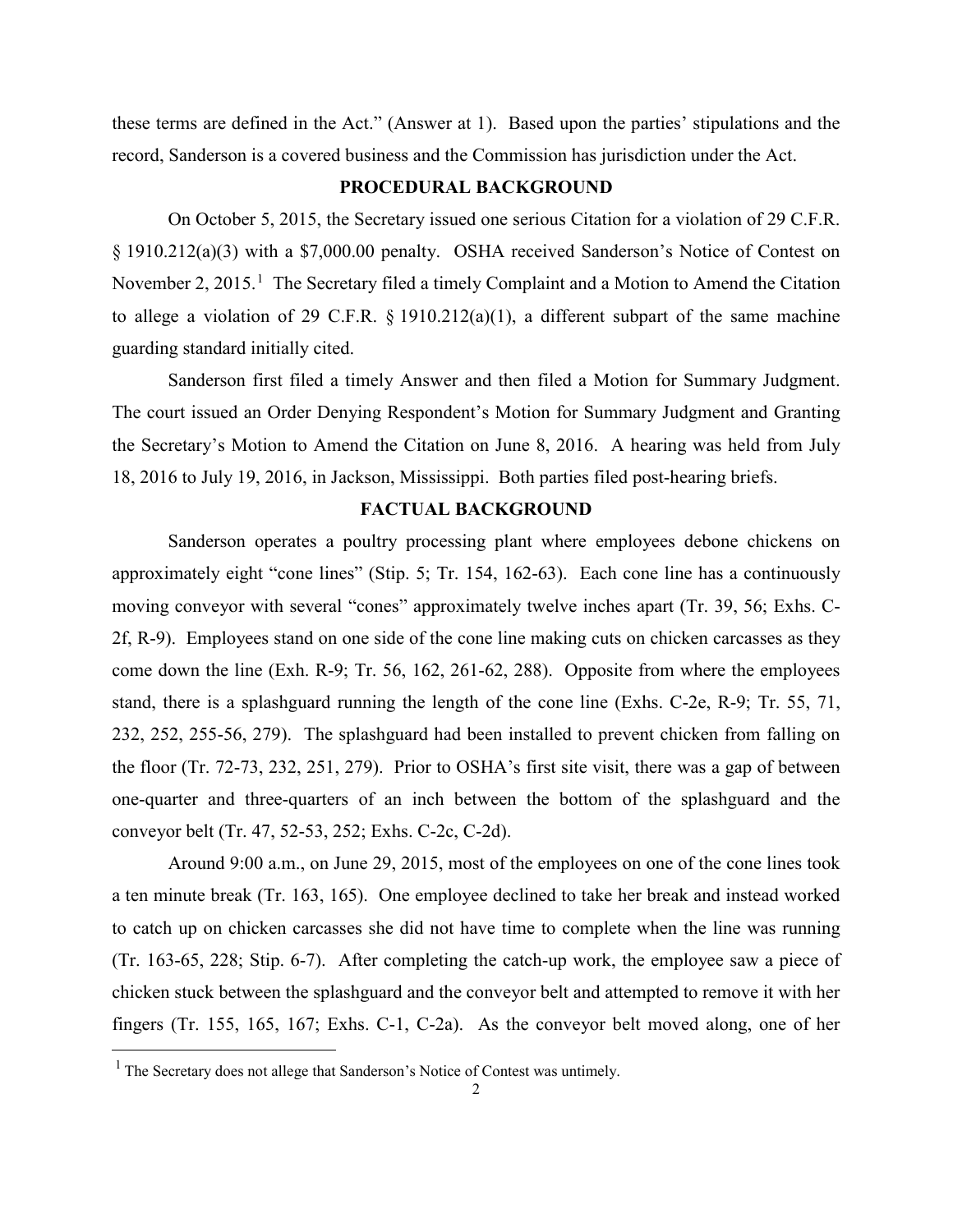these terms are defined in the Act." (Answer at 1). Based upon the parties' stipulations and the record, Sanderson is a covered business and the Commission has jurisdiction under the Act.

## PROCEDURAL BACKGROUND

On October 5, 2015, the Secretary issued one serious Citation for a violation of 29 C.F.R. § 1910.212(a)(3) with a $7,000.00 penalty. OSHA received Sanderson's Notice of Contest on November 2, 2015.[1] The Secretary filed a timely Complaint and a Motion to Amend the Citation to allege a violation of 29 C.F.R. § 1910.212(a)(1), a different subpart of the same machine guarding standard initially cited.

Sanderson first filed a timely Answer and then filed a Motion for Summary Judgment. The court issued an Order Denying Respondent's Motion for Summary Judgment and Granting the Secretary's Motion to Amend the Citation on June 8, 2016. A hearing was held from July 18, 2016 to July 19, 2016, in Jackson, Mississippi. Both parties filed post-hearing briefs.

## FACTUAL BACKGROUND

Sanderson operates a poultry processing plant where employees debone chickens on approximately eight "cone lines" (Stip. 5; Tr. 154, 162-63). Each cone line has a continuously moving conveyor with several "cones" approximately twelve inches apart (Tr. 39, 56; Exhs. C-2f, R-9). Employees stand on one side of the cone line making cuts on chicken carcasses as they come down the line (Exh. R-9; Tr. 56, 162, 261-62, 288). Opposite from where the employees stand, there is a splashguard running the length of the cone line (Exhs. C-2e, R-9; Tr. 55, 71, 232, 252, 255-56, 279). The splashguard had been installed to prevent chicken from falling on the floor (Tr. 72-73, 232, 251, 279). Prior to OSHA's first site visit, there was a gap of between one-quarter and three-quarters of an inch between the bottom of the splashguard and the conveyor belt (Tr. 47, 52-53, 252; Exhs. C-2c, C-2d).

Around 9:00 a.m., on June 29, 2015, most of the employees on one of the cone lines took a ten minute break (Tr. 163, 165). One employee declined to take her break and instead worked to catch up on chicken carcasses she did not have time to complete when the line was running (Tr. 163-65, 228; Stip. 6-7). After completing the catch-up work, the employee saw a piece of chicken stuck between the splashguard and the conveyor belt and attempted to remove it with her fingers (Tr. 155, 165, 167; Exhs. C-1, C-2a). As the conveyor belt moved along, one of her

[1] The Secretary does not allege that Sanderson's Notice of Contest was untimely.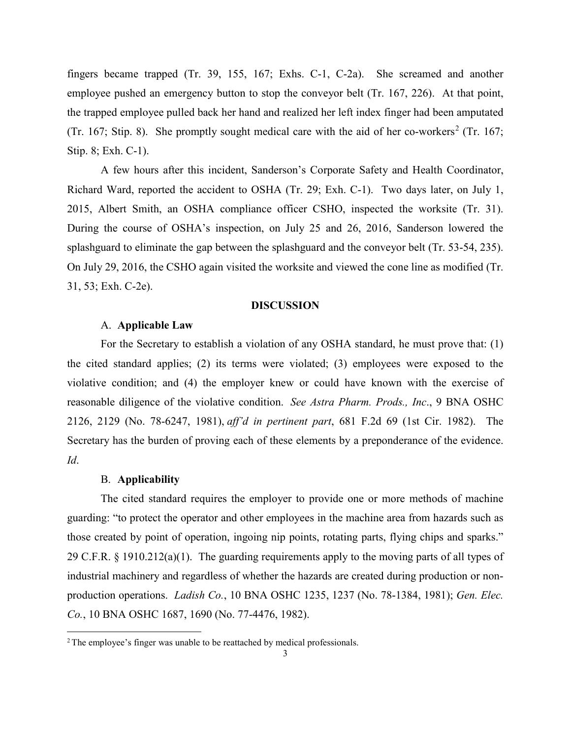fingers became trapped (Tr. 39, 155, 167; Exhs. C-1, C-2a). She screamed and another employee pushed an emergency button to stop the conveyor belt (Tr. 167, 226). At that point, the trapped employee pulled back her hand and realized her left index finger had been amputated (Tr. 167; Stip. 8). She promptly sought medical care with the aid of her co-workers[2] (Tr. 167; Stip. 8; Exh. C-1).

A few hours after this incident, Sanderson's Corporate Safety and Health Coordinator, Richard Ward, reported the accident to OSHA (Tr. 29; Exh. C-1). Two days later, on July 1, 2015, Albert Smith, an OSHA compliance officer CSHO, inspected the worksite (Tr. 31). During the course of OSHA's inspection, on July 25 and 26, 2016, Sanderson lowered the splashguard to eliminate the gap between the splashguard and the conveyor belt (Tr. 53-54, 235). On July 29, 2016, the CSHO again visited the worksite and viewed the cone line as modified (Tr. 31, 53; Exh. C-2e).

## DISCUSSION

### A. **Applicable Law**

For the Secretary to establish a violation of any OSHA standard, he must prove that: (1) the cited standard applies; (2) its terms were violated; (3) employees were exposed to the violative condition; and (4) the employer knew or could have known with the exercise of reasonable diligence of the violative condition. *See Astra Pharm. Prods., Inc*., 9 BNA OSHC 2126, 2129 (No. 78-6247, 1981), *aff'd in pertinent part*, 681 F.2d 69 (1st Cir. 1982). The Secretary has the burden of proving each of these elements by a preponderance of the evidence. *Id*.

### B. **Applicability**

The cited standard requires the employer to provide one or more methods of machine guarding: "to protect the operator and other employees in the machine area from hazards such as those created by point of operation, ingoing nip points, rotating parts, flying chips and sparks." 29 C.F.R. § 1910.212(a)(1). The guarding requirements apply to the moving parts of all types of industrial machinery and regardless of whether the hazards are created during production or non-production operations. *Ladish Co.*, 10 BNA OSHC 1235, 1237 (No. 78-1384, 1981); *Gen. Elec. Co.*, 10 BNA OSHC 1687, 1690 (No. 77-4476, 1982).

[2] The employee's finger was unable to be reattached by medical professionals.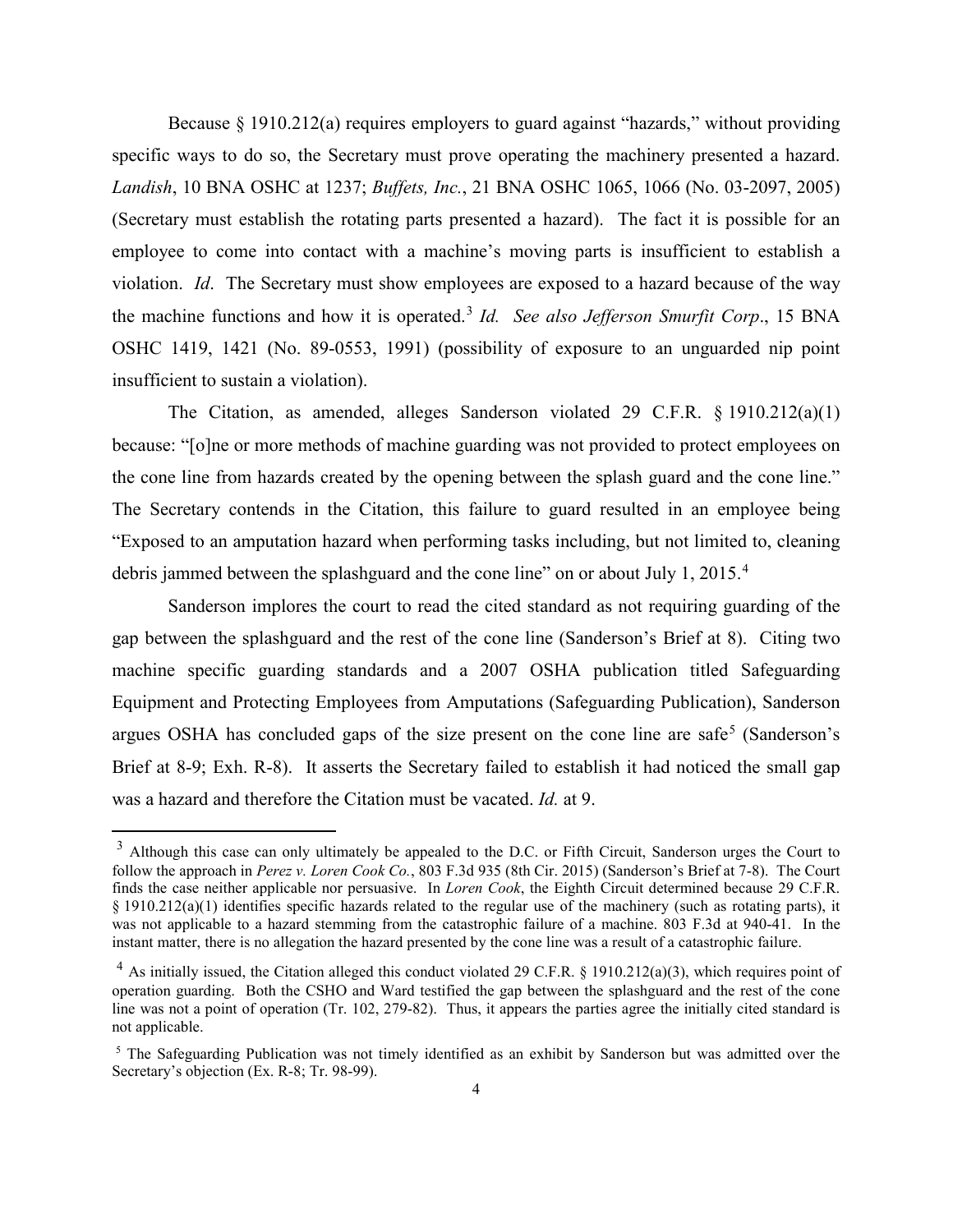Because § 1910.212(a) requires employers to guard against "hazards," without providing specific ways to do so, the Secretary must prove operating the machinery presented a hazard. *Landish*, 10 BNA OSHC at 1237; *Buffets, Inc.*, 21 BNA OSHC 1065, 1066 (No. 03-2097, 2005) (Secretary must establish the rotating parts presented a hazard). The fact it is possible for an employee to come into contact with a machine's moving parts is insufficient to establish a violation. *Id*. The Secretary must show employees are exposed to a hazard because of the way the machine functions and how it is operated.[3] *Id. See also Jefferson Smurfit Corp*., 15 BNA OSHC 1419, 1421 (No. 89-0553, 1991) (possibility of exposure to an unguarded nip point insufficient to sustain a violation).

The Citation, as amended, alleges Sanderson violated 29 C.F.R. § 1910.212(a)(1) because: "[o]ne or more methods of machine guarding was not provided to protect employees on the cone line from hazards created by the opening between the splash guard and the cone line." The Secretary contends in the Citation, this failure to guard resulted in an employee being "Exposed to an amputation hazard when performing tasks including, but not limited to, cleaning debris jammed between the splashguard and the cone line" on or about July 1, 2015.[4]

Sanderson implores the court to read the cited standard as not requiring guarding of the gap between the splashguard and the rest of the cone line (Sanderson's Brief at 8). Citing two machine specific guarding standards and a 2007 OSHA publication titled Safeguarding Equipment and Protecting Employees from Amputations (Safeguarding Publication), Sanderson argues OSHA has concluded gaps of the size present on the cone line are safe[5] (Sanderson's Brief at 8-9; Exh. R-8). It asserts the Secretary failed to establish it had noticed the small gap was a hazard and therefore the Citation must be vacated. *Id.* at 9.

---

[3] Although this case can only ultimately be appealed to the D.C. or Fifth Circuit, Sanderson urges the Court to follow the approach in *Perez v. Loren Cook Co.*, 803 F.3d 935 (8th Cir. 2015) (Sanderson's Brief at 7-8). The Court finds the case neither applicable nor persuasive. In *Loren Cook*, the Eighth Circuit determined because 29 C.F.R. § 1910.212(a)(1) identifies specific hazards related to the regular use of the machinery (such as rotating parts), it was not applicable to a hazard stemming from the catastrophic failure of a machine. 803 F.3d at 940-41. In the instant matter, there is no allegation the hazard presented by the cone line was a result of a catastrophic failure.

[4] As initially issued, the Citation alleged this conduct violated 29 C.F.R. § 1910.212(a)(3), which requires point of operation guarding. Both the CSHO and Ward testified the gap between the splashguard and the rest of the cone line was not a point of operation (Tr. 102, 279-82). Thus, it appears the parties agree the initially cited standard is not applicable.

[5] The Safeguarding Publication was not timely identified as an exhibit by Sanderson but was admitted over the Secretary's objection (Ex. R-8; Tr. 98-99).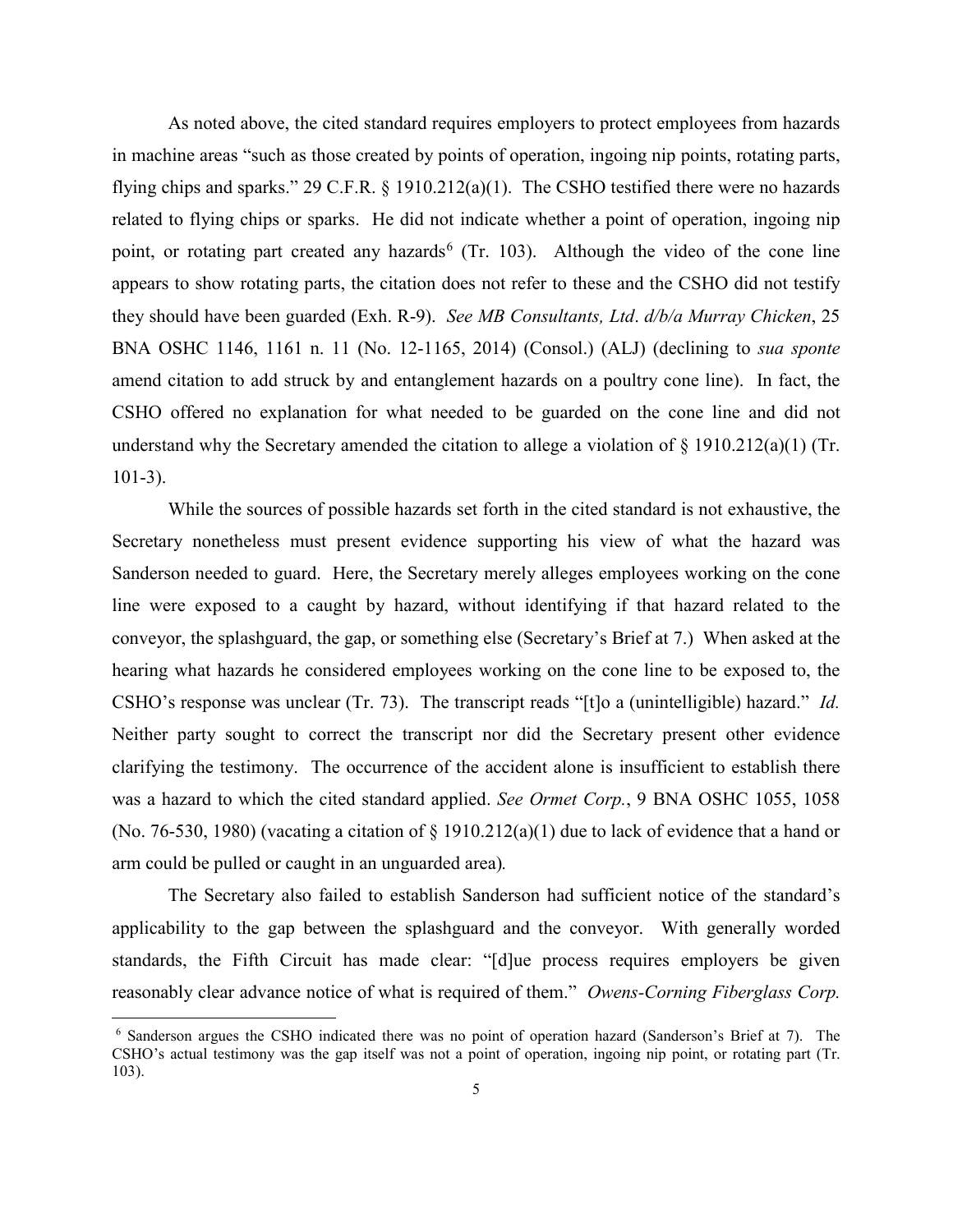As noted above, the cited standard requires employers to protect employees from hazards in machine areas "such as those created by points of operation, ingoing nip points, rotating parts, flying chips and sparks." 29 C.F.R. § 1910.212(a)(1). The CSHO testified there were no hazards related to flying chips or sparks. He did not indicate whether a point of operation, ingoing nip point, or rotating part created any hazards[6] (Tr. 103). Although the video of the cone line appears to show rotating parts, the citation does not refer to these and the CSHO did not testify they should have been guarded (Exh. R-9). *See MB Consultants, Ltd. d/b/a Murray Chicken*, 25 BNA OSHC 1146, 1161 n. 11 (No. 12-1165, 2014) (Consol.) (ALJ) (declining to *sua sponte* amend citation to add struck by and entanglement hazards on a poultry cone line). In fact, the CSHO offered no explanation for what needed to be guarded on the cone line and did not understand why the Secretary amended the citation to allege a violation of § 1910.212(a)(1) (Tr. 101-3).

While the sources of possible hazards set forth in the cited standard is not exhaustive, the Secretary nonetheless must present evidence supporting his view of what the hazard was Sanderson needed to guard. Here, the Secretary merely alleges employees working on the cone line were exposed to a caught by hazard, without identifying if that hazard related to the conveyor, the splashguard, the gap, or something else (Secretary's Brief at 7.) When asked at the hearing what hazards he considered employees working on the cone line to be exposed to, the CSHO's response was unclear (Tr. 73). The transcript reads "[t]o a (unintelligible) hazard." *Id.* Neither party sought to correct the transcript nor did the Secretary present other evidence clarifying the testimony. The occurrence of the accident alone is insufficient to establish there was a hazard to which the cited standard applied. *See Ormet Corp.*, 9 BNA OSHC 1055, 1058 (No. 76-530, 1980) (vacating a citation of § 1910.212(a)(1) due to lack of evidence that a hand or arm could be pulled or caught in an unguarded area).

The Secretary also failed to establish Sanderson had sufficient notice of the standard's applicability to the gap between the splashguard and the conveyor. With generally worded standards, the Fifth Circuit has made clear: "[d]ue process requires employers be given reasonably clear advance notice of what is required of them." *Owens-Corning Fiberglass Corp.*

---

[6] Sanderson argues the CSHO indicated there was no point of operation hazard (Sanderson's Brief at 7). The CSHO's actual testimony was the gap itself was not a point of operation, ingoing nip point, or rotating part (Tr. 103).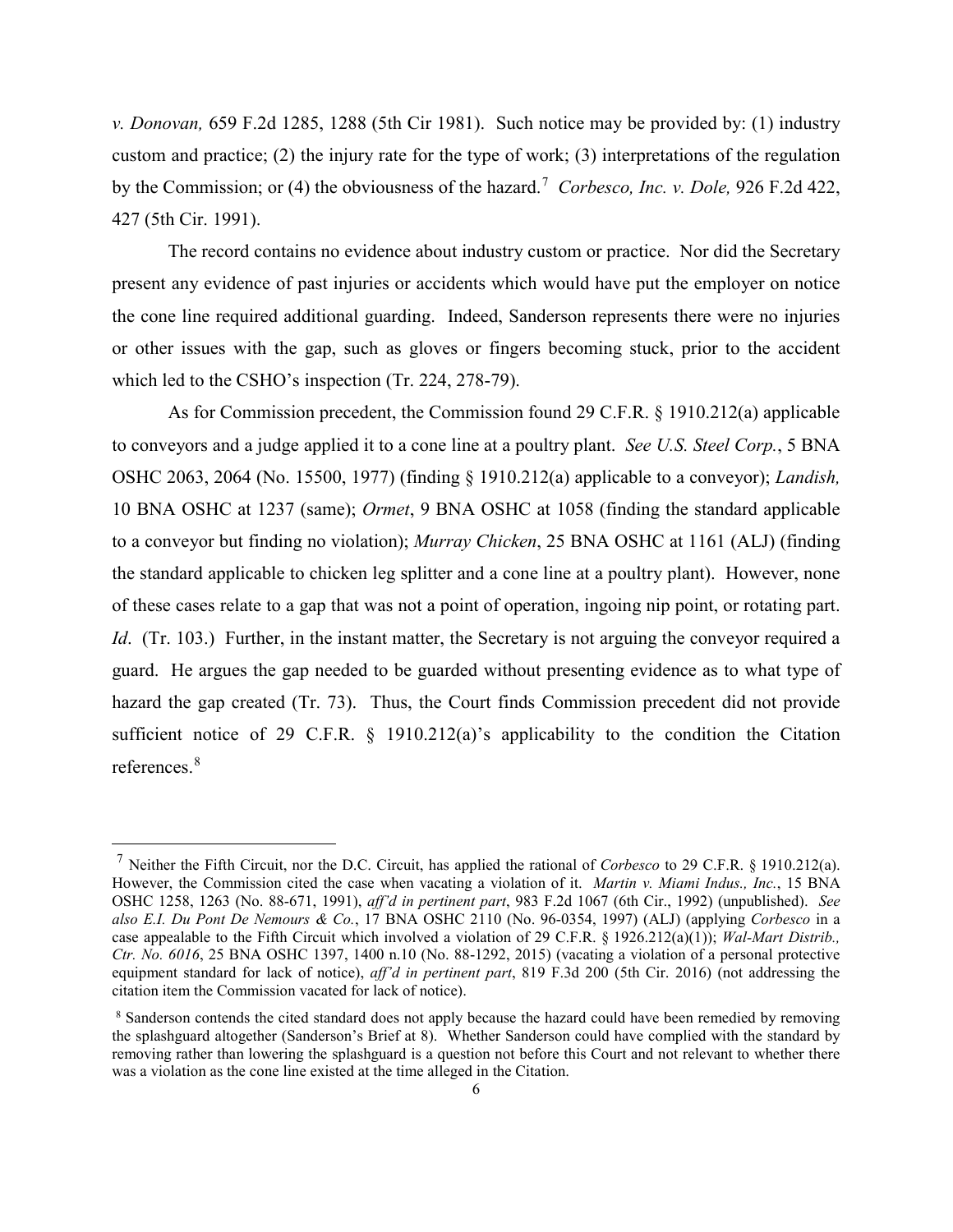*v. Donovan,* 659 F.2d 1285, 1288 (5th Cir 1981). Such notice may be provided by: (1) industry custom and practice; (2) the injury rate for the type of work; (3) interpretations of the regulation by the Commission; or (4) the obviousness of the hazard.[7] *Corbesco, Inc. v. Dole,* 926 F.2d 422, 427 (5th Cir. 1991).

The record contains no evidence about industry custom or practice. Nor did the Secretary present any evidence of past injuries or accidents which would have put the employer on notice the cone line required additional guarding. Indeed, Sanderson represents there were no injuries or other issues with the gap, such as gloves or fingers becoming stuck, prior to the accident which led to the CSHO's inspection (Tr. 224, 278-79).

As for Commission precedent, the Commission found 29 C.F.R. § 1910.212(a) applicable to conveyors and a judge applied it to a cone line at a poultry plant. *See U.S. Steel Corp.*, 5 BNA OSHC 2063, 2064 (No. 15500, 1977) (finding § 1910.212(a) applicable to a conveyor); *Landish,* 10 BNA OSHC at 1237 (same); *Ormet*, 9 BNA OSHC at 1058 (finding the standard applicable to a conveyor but finding no violation); *Murray Chicken*, 25 BNA OSHC at 1161 (ALJ) (finding the standard applicable to chicken leg splitter and a cone line at a poultry plant). However, none of these cases relate to a gap that was not a point of operation, ingoing nip point, or rotating part. *Id*. (Tr. 103.) Further, in the instant matter, the Secretary is not arguing the conveyor required a guard. He argues the gap needed to be guarded without presenting evidence as to what type of hazard the gap created (Tr. 73). Thus, the Court finds Commission precedent did not provide sufficient notice of 29 C.F.R. § 1910.212(a)'s applicability to the condition the Citation references.[8]

---

[7] Neither the Fifth Circuit, nor the D.C. Circuit, has applied the rational of *Corbesco* to 29 C.F.R. § 1910.212(a). However, the Commission cited the case when vacating a violation of it. *Martin v. Miami Indus., Inc.*, 15 BNA OSHC 1258, 1263 (No. 88-671, 1991), *aff'd in pertinent part*, 983 F.2d 1067 (6th Cir., 1992) (unpublished). *See also E.I. Du Pont De Nemours & Co.*, 17 BNA OSHC 2110 (No. 96-0354, 1997) (ALJ) (applying *Corbesco* in a case appealable to the Fifth Circuit which involved a violation of 29 C.F.R. § 1926.212(a)(1)); *Wal-Mart Distrib., Ctr. No. 6016*, 25 BNA OSHC 1397, 1400 n.10 (No. 88-1292, 2015) (vacating a violation of a personal protective equipment standard for lack of notice), *aff'd in pertinent part*, 819 F.3d 200 (5th Cir. 2016) (not addressing the citation item the Commission vacated for lack of notice).

[8] Sanderson contends the cited standard does not apply because the hazard could have been remedied by removing the splashguard altogether (Sanderson's Brief at 8). Whether Sanderson could have complied with the standard by removing rather than lowering the splashguard is a question not before this Court and not relevant to whether there was a violation as the cone line existed at the time alleged in the Citation.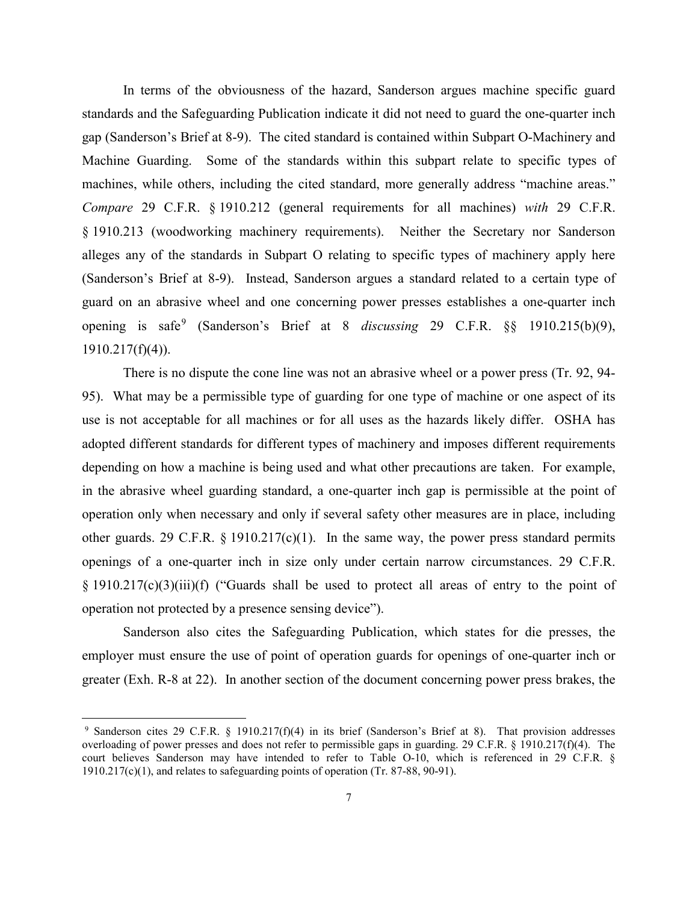In terms of the obviousness of the hazard, Sanderson argues machine specific guard standards and the Safeguarding Publication indicate it did not need to guard the one-quarter inch gap (Sanderson's Brief at 8-9). The cited standard is contained within Subpart O-Machinery and Machine Guarding. Some of the standards within this subpart relate to specific types of machines, while others, including the cited standard, more generally address "machine areas." *Compare* 29 C.F.R. § 1910.212 (general requirements for all machines) *with* 29 C.F.R. § 1910.213 (woodworking machinery requirements). Neither the Secretary nor Sanderson alleges any of the standards in Subpart O relating to specific types of machinery apply here (Sanderson's Brief at 8-9). Instead, Sanderson argues a standard related to a certain type of guard on an abrasive wheel and one concerning power presses establishes a one-quarter inch opening is safe[9] (Sanderson's Brief at 8 *discussing* 29 C.F.R. §§ 1910.215(b)(9), 1910.217(f)(4)).

There is no dispute the cone line was not an abrasive wheel or a power press (Tr. 92, 94-95). What may be a permissible type of guarding for one type of machine or one aspect of its use is not acceptable for all machines or for all uses as the hazards likely differ. OSHA has adopted different standards for different types of machinery and imposes different requirements depending on how a machine is being used and what other precautions are taken. For example, in the abrasive wheel guarding standard, a one-quarter inch gap is permissible at the point of operation only when necessary and only if several safety other measures are in place, including other guards. 29 C.F.R. § 1910.217(c)(1). In the same way, the power press standard permits openings of a one-quarter inch in size only under certain narrow circumstances. 29 C.F.R. § 1910.217(c)(3)(iii)(f) ("Guards shall be used to protect all areas of entry to the point of operation not protected by a presence sensing device").

Sanderson also cites the Safeguarding Publication, which states for die presses, the employer must ensure the use of point of operation guards for openings of one-quarter inch or greater (Exh. R-8 at 22). In another section of the document concerning power press brakes, the

---

[9] Sanderson cites 29 C.F.R. § 1910.217(f)(4) in its brief (Sanderson's Brief at 8). That provision addresses overloading of power presses and does not refer to permissible gaps in guarding. 29 C.F.R. § 1910.217(f)(4). The court believes Sanderson may have intended to refer to Table O-10, which is referenced in 29 C.F.R. § 1910.217(c)(1), and relates to safeguarding points of operation (Tr. 87-88, 90-91).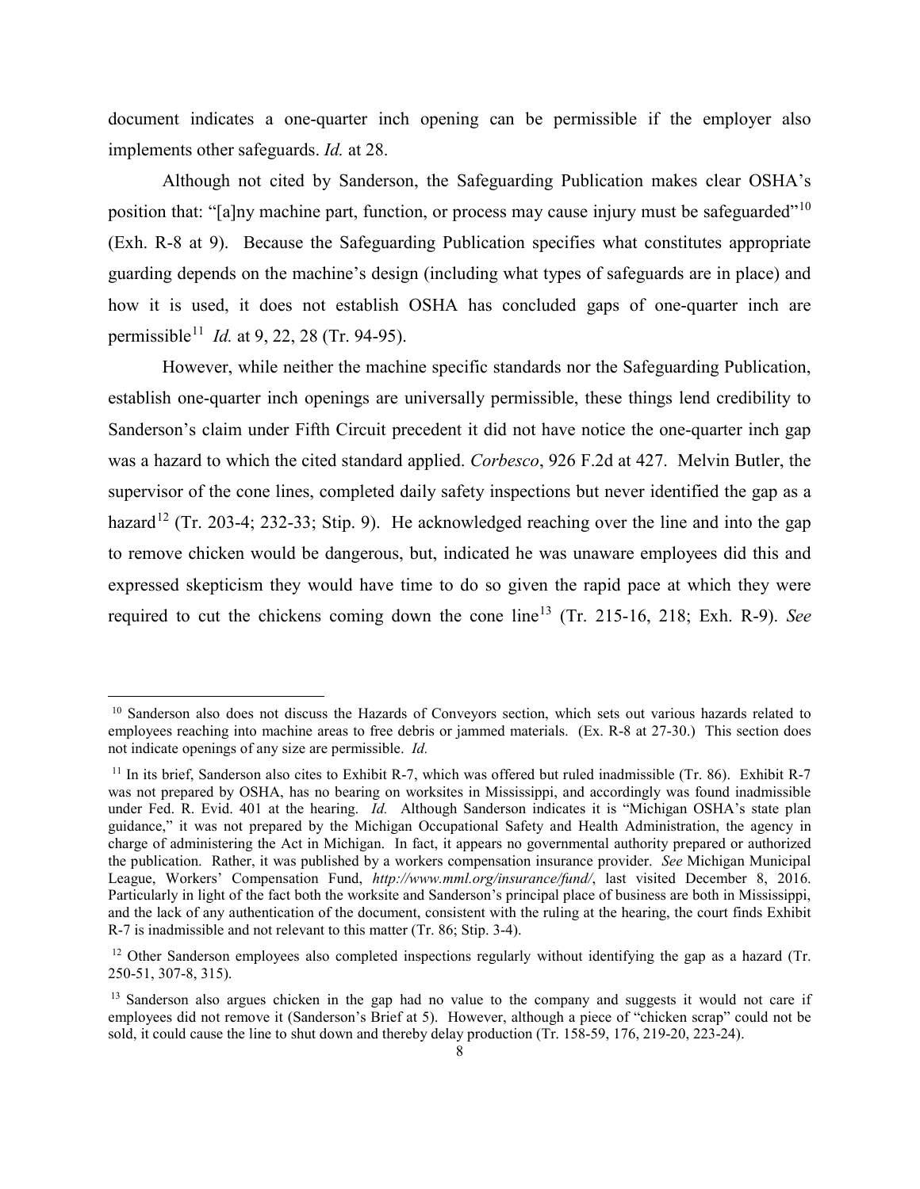document indicates a one-quarter inch opening can be permissible if the employer also implements other safeguards. *Id.* at 28.

Although not cited by Sanderson, the Safeguarding Publication makes clear OSHA's position that: "[a]ny machine part, function, or process may cause injury must be safeguarded"[10] (Exh. R-8 at 9). Because the Safeguarding Publication specifies what constitutes appropriate guarding depends on the machine's design (including what types of safeguards are in place) and how it is used, it does not establish OSHA has concluded gaps of one-quarter inch are permissible[11] *Id.* at 9, 22, 28 (Tr. 94-95).

However, while neither the machine specific standards nor the Safeguarding Publication, establish one-quarter inch openings are universally permissible, these things lend credibility to Sanderson's claim under Fifth Circuit precedent it did not have notice the one-quarter inch gap was a hazard to which the cited standard applied. *Corbesco*, 926 F.2d at 427. Melvin Butler, the supervisor of the cone lines, completed daily safety inspections but never identified the gap as a hazard[12] (Tr. 203-4; 232-33; Stip. 9). He acknowledged reaching over the line and into the gap to remove chicken would be dangerous, but, indicated he was unaware employees did this and expressed skepticism they would have time to do so given the rapid pace at which they were required to cut the chickens coming down the cone line[13] (Tr. 215-16, 218; Exh. R-9). *See*

---

[10] Sanderson also does not discuss the Hazards of Conveyors section, which sets out various hazards related to employees reaching into machine areas to free debris or jammed materials. (Ex. R-8 at 27-30.) This section does not indicate openings of any size are permissible. *Id.*

[11] In its brief, Sanderson also cites to Exhibit R-7, which was offered but ruled inadmissible (Tr. 86). Exhibit R-7 was not prepared by OSHA, has no bearing on worksites in Mississippi, and accordingly was found inadmissible under Fed. R. Evid. 401 at the hearing. *Id.* Although Sanderson indicates it is "Michigan OSHA's state plan guidance," it was not prepared by the Michigan Occupational Safety and Health Administration, the agency in charge of administering the Act in Michigan. In fact, it appears no governmental authority prepared or authorized the publication. Rather, it was published by a workers compensation insurance provider. *See* Michigan Municipal League, Workers' Compensation Fund, *http://www.mml.org/insurance/fund/*, last visited December 8, 2016. Particularly in light of the fact both the worksite and Sanderson's principal place of business are both in Mississippi, and the lack of any authentication of the document, consistent with the ruling at the hearing, the court finds Exhibit R-7 is inadmissible and not relevant to this matter (Tr. 86; Stip. 3-4).

[12] Other Sanderson employees also completed inspections regularly without identifying the gap as a hazard (Tr. 250-51, 307-8, 315).

[13] Sanderson also argues chicken in the gap had no value to the company and suggests it would not care if employees did not remove it (Sanderson's Brief at 5). However, although a piece of "chicken scrap" could not be sold, it could cause the line to shut down and thereby delay production (Tr. 158-59, 176, 219-20, 223-24).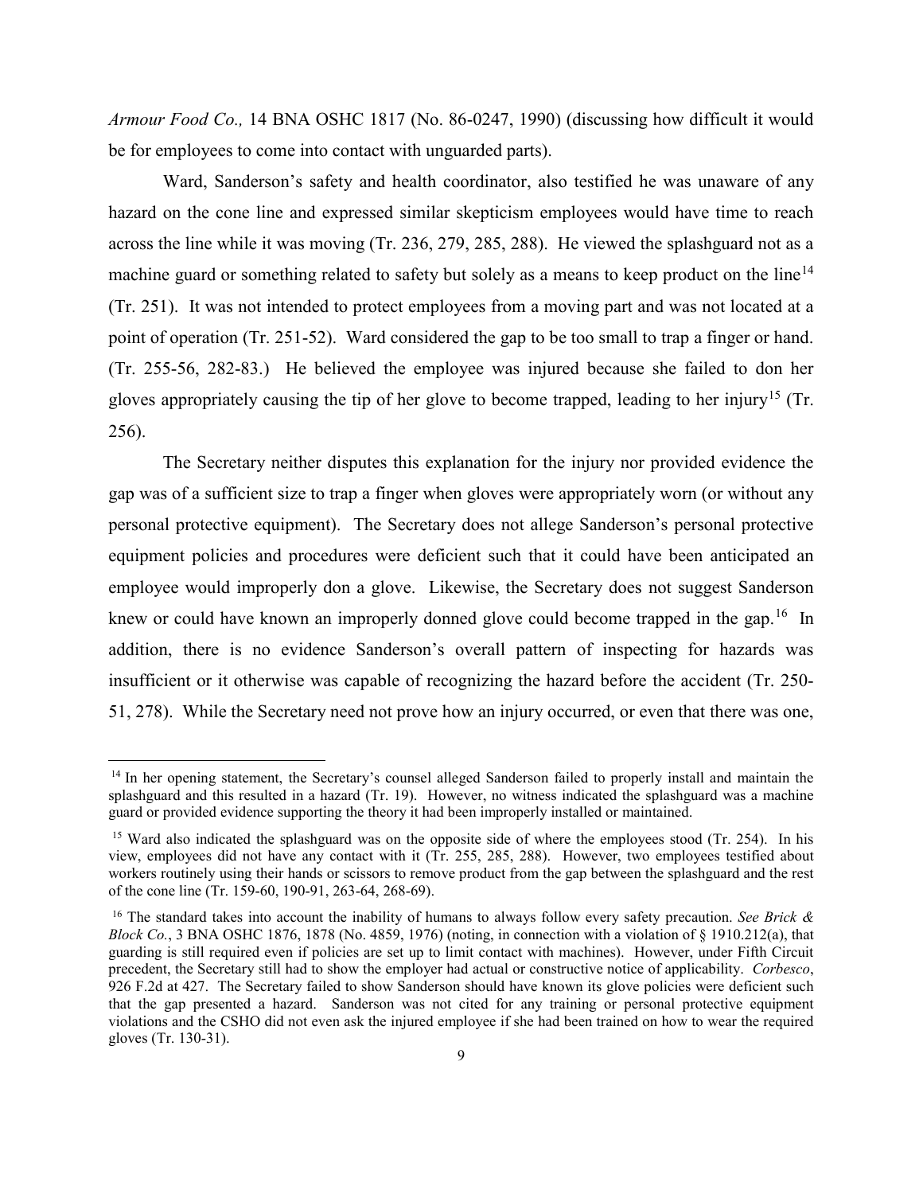*Armour Food Co.,* 14 BNA OSHC 1817 (No. 86-0247, 1990) (discussing how difficult it would be for employees to come into contact with unguarded parts).

Ward, Sanderson's safety and health coordinator, also testified he was unaware of any hazard on the cone line and expressed similar skepticism employees would have time to reach across the line while it was moving (Tr. 236, 279, 285, 288). He viewed the splashguard not as a machine guard or something related to safety but solely as a means to keep product on the line[14] (Tr. 251). It was not intended to protect employees from a moving part and was not located at a point of operation (Tr. 251-52). Ward considered the gap to be too small to trap a finger or hand. (Tr. 255-56, 282-83.) He believed the employee was injured because she failed to don her gloves appropriately causing the tip of her glove to become trapped, leading to her injury[15] (Tr. 256).

The Secretary neither disputes this explanation for the injury nor provided evidence the gap was of a sufficient size to trap a finger when gloves were appropriately worn (or without any personal protective equipment). The Secretary does not allege Sanderson's personal protective equipment policies and procedures were deficient such that it could have been anticipated an employee would improperly don a glove. Likewise, the Secretary does not suggest Sanderson knew or could have known an improperly donned glove could become trapped in the gap.[16] In addition, there is no evidence Sanderson's overall pattern of inspecting for hazards was insufficient or it otherwise was capable of recognizing the hazard before the accident (Tr. 250-51, 278). While the Secretary need not prove how an injury occurred, or even that there was one,

---

[14] In her opening statement, the Secretary's counsel alleged Sanderson failed to properly install and maintain the splashguard and this resulted in a hazard (Tr. 19). However, no witness indicated the splashguard was a machine guard or provided evidence supporting the theory it had been improperly installed or maintained.

[15] Ward also indicated the splashguard was on the opposite side of where the employees stood (Tr. 254). In his view, employees did not have any contact with it (Tr. 255, 285, 288). However, two employees testified about workers routinely using their hands or scissors to remove product from the gap between the splashguard and the rest of the cone line (Tr. 159-60, 190-91, 263-64, 268-69).

[16] The standard takes into account the inability of humans to always follow every safety precaution. *See Brick & Block Co.*, 3 BNA OSHC 1876, 1878 (No. 4859, 1976) (noting, in connection with a violation of § 1910.212(a), that guarding is still required even if policies are set up to limit contact with machines). However, under Fifth Circuit precedent, the Secretary still had to show the employer had actual or constructive notice of applicability. *Corbesco*, 926 F.2d at 427. The Secretary failed to show Sanderson should have known its glove policies were deficient such that the gap presented a hazard. Sanderson was not cited for any training or personal protective equipment violations and the CSHO did not even ask the injured employee if she had been trained on how to wear the required gloves (Tr. 130-31).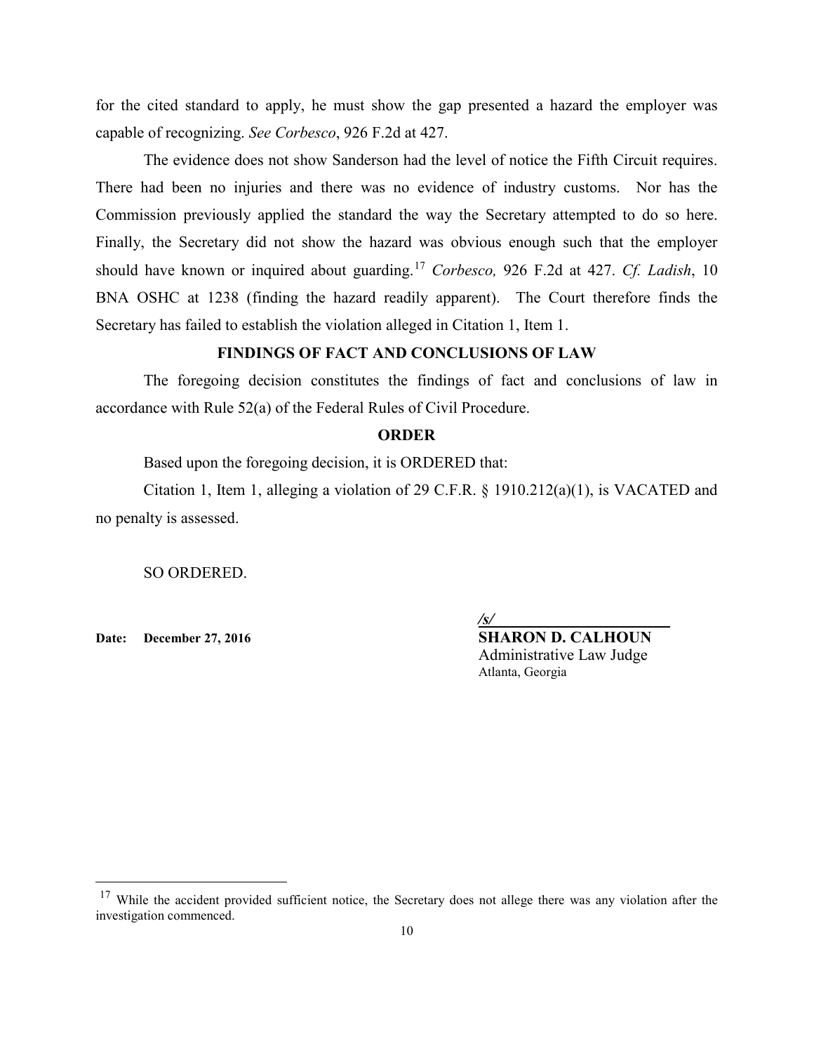for the cited standard to apply, he must show the gap presented a hazard the employer was capable of recognizing. *See Corbesco*, 926 F.2d at 427.

The evidence does not show Sanderson had the level of notice the Fifth Circuit requires. There had been no injuries and there was no evidence of industry customs. Nor has the Commission previously applied the standard the way the Secretary attempted to do so here. Finally, the Secretary did not show the hazard was obvious enough such that the employer should have known or inquired about guarding.[17] *Corbesco,* 926 F.2d at 427. *Cf. Ladish*, 10 BNA OSHC at 1238 (finding the hazard readily apparent). The Court therefore finds the Secretary has failed to establish the violation alleged in Citation 1, Item 1.

## FINDINGS OF FACT AND CONCLUSIONS OF LAW

The foregoing decision constitutes the findings of fact and conclusions of law in accordance with Rule 52(a) of the Federal Rules of Civil Procedure.

## ORDER

Based upon the foregoing decision, it is ORDERED that:

Citation 1, Item 1, alleging a violation of 29 C.F.R. § 1910.212(a)(1), is VACATED and no penalty is assessed.

SO ORDERED.

*/s/*

**Date: December 27, 2016**

**SHARON D. CALHOUN**
Administrative Law Judge
Atlanta, Georgia

---

[17] While the accident provided sufficient notice, the Secretary does not allege there was any violation after the investigation commenced.